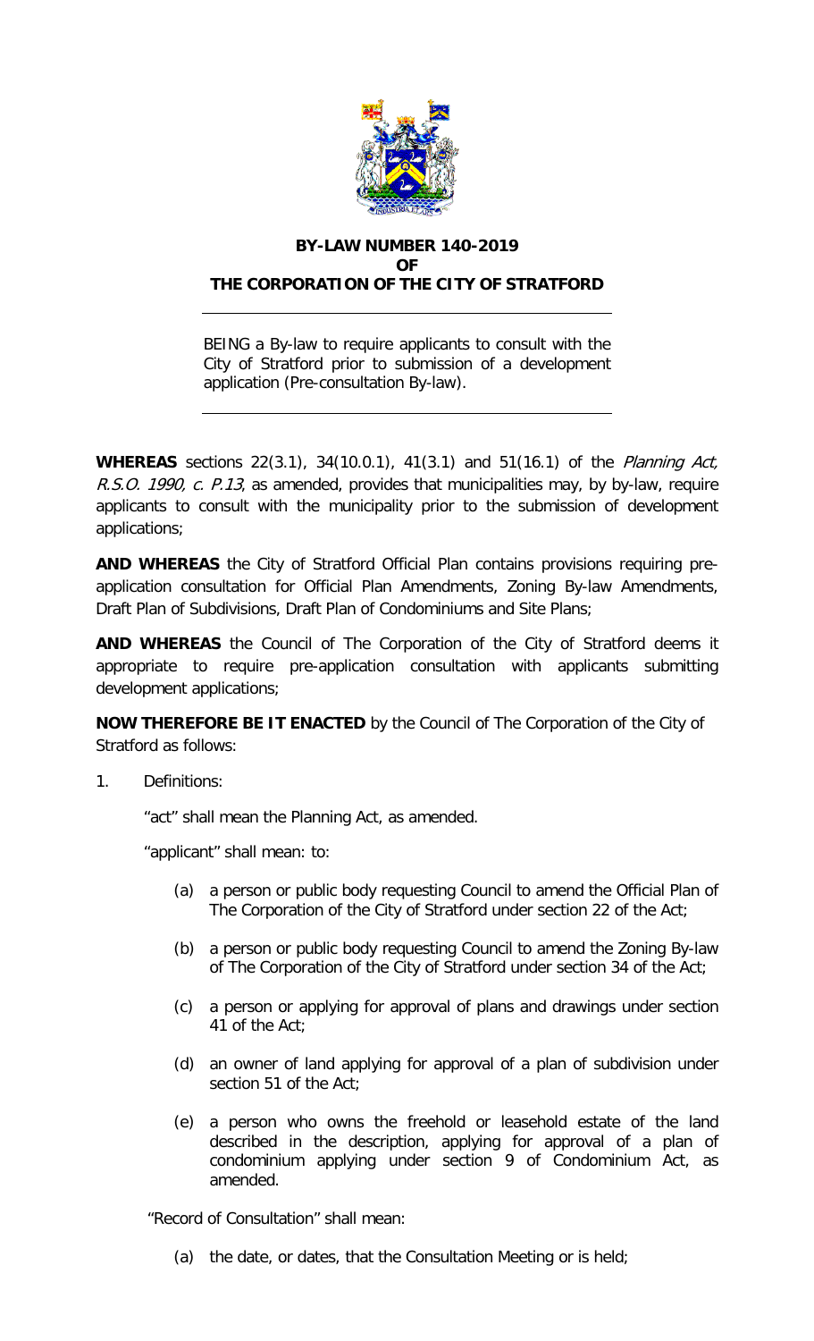# BY-LAW NUMBER 140-2019
## OF
## THE CORPORATION OF THE CITY OF STRATFORD

BEING a By-law to require applicants to consult with the City of Stratford prior to submission of a development application (Pre-consultation By-law).

**WHEREAS** sections 22(3.1), 34(10.0.1), 41(3.1) and 51(16.1) of the *Planning Act, R.S.O. 1990, c. P.13*, as amended, provides that municipalities may, by by-law, require applicants to consult with the municipality prior to the submission of development applications;

**AND WHEREAS** the City of Stratford Official Plan contains provisions requiring pre-application consultation for Official Plan Amendments, Zoning By-law Amendments, Draft Plan of Subdivisions, Draft Plan of Condominiums and Site Plans;

**AND WHEREAS** the Council of The Corporation of the City of Stratford deems it appropriate to require pre-application consultation with applicants submitting development applications;

**NOW THEREFORE BE IT ENACTED** by the Council of The Corporation of the City of Stratford as follows:

1. Definitions:

   "act" shall mean the Planning Act, as amended.

   "applicant" shall mean: to:

   (a) a person or public body requesting Council to amend the Official Plan of The Corporation of the City of Stratford under section 22 of the Act;

   (b) a person or public body requesting Council to amend the Zoning By-law of The Corporation of the City of Stratford under section 34 of the Act;

   (c) a person or applying for approval of plans and drawings under section 41 of the Act;

   (d) an owner of land applying for approval of a plan of subdivision under section 51 of the Act;

   (e) a person who owns the freehold or leasehold estate of the land described in the description, applying for approval of a plan of condominium applying under section 9 of Condominium Act, as amended.

   "Record of Consultation" shall mean:

   (a) the date, or dates, that the Consultation Meeting or is held;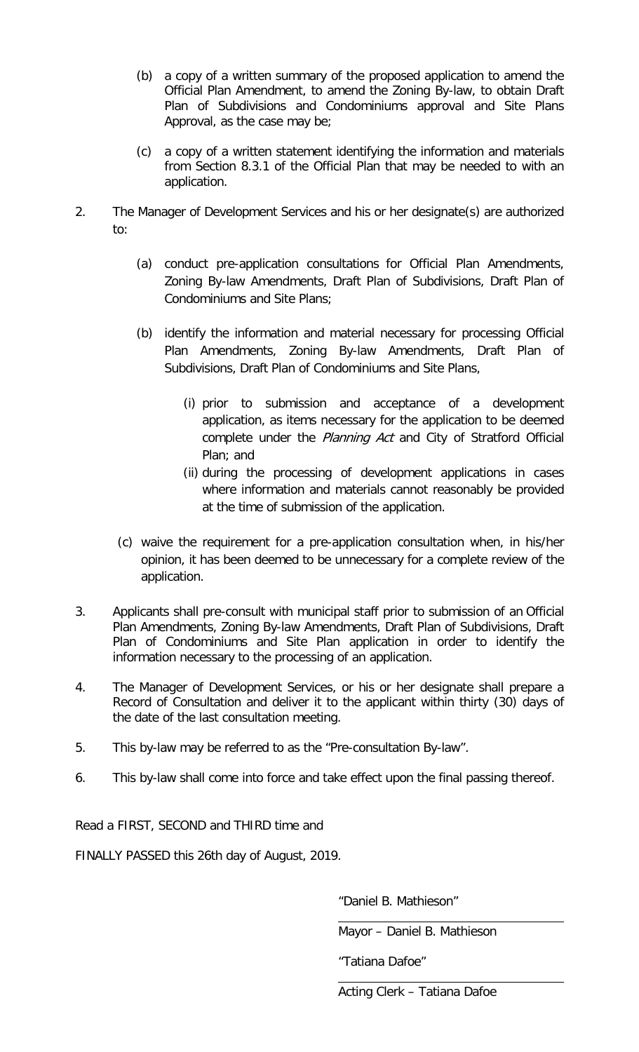(b) a copy of a written summary of the proposed application to amend the Official Plan Amendment, to amend the Zoning By-law, to obtain Draft Plan of Subdivisions and Condominiums approval and Site Plans Approval, as the case may be;

(c) a copy of a written statement identifying the information and materials from Section 8.3.1 of the Official Plan that may be needed to with an application.

2. The Manager of Development Services and his or her designate(s) are authorized to:

   (a) conduct pre-application consultations for Official Plan Amendments, Zoning By-law Amendments, Draft Plan of Subdivisions, Draft Plan of Condominiums and Site Plans;

   (b) identify the information and material necessary for processing Official Plan Amendments, Zoning By-law Amendments, Draft Plan of Subdivisions, Draft Plan of Condominiums and Site Plans,

      (i) prior to submission and acceptance of a development application, as items necessary for the application to be deemed complete under the *Planning Act* and City of Stratford Official Plan; and

      (ii) during the processing of development applications in cases where information and materials cannot reasonably be provided at the time of submission of the application.

   (c) waive the requirement for a pre-application consultation when, in his/her opinion, it has been deemed to be unnecessary for a complete review of the application.

3. Applicants shall pre-consult with municipal staff prior to submission of an Official Plan Amendments, Zoning By-law Amendments, Draft Plan of Subdivisions, Draft Plan of Condominiums and Site Plan application in order to identify the information necessary to the processing of an application.

4. The Manager of Development Services, or his or her designate shall prepare a Record of Consultation and deliver it to the applicant within thirty (30) days of the date of the last consultation meeting.

5. This by-law may be referred to as the "Pre-consultation By-law".

6. This by-law shall come into force and take effect upon the final passing thereof.

Read a FIRST, SECOND and THIRD time and

FINALLY PASSED this 26th day of August, 2019.

"Daniel B. Mathieson"

Mayor – Daniel B. Mathieson

"Tatiana Dafoe"

Acting Clerk – Tatiana Dafoe